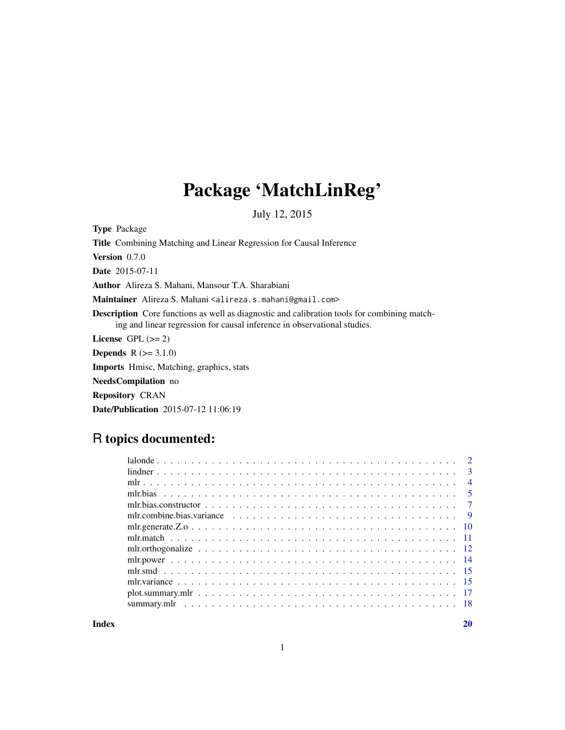# Package 'MatchLinReg'

July 12, 2015

**Type** Package

**Title** Combining Matching and Linear Regression for Causal Inference

**Version** 0.7.0

**Date** 2015-07-11

**Author** Alireza S. Mahani, Mansour T.A. Sharabiani

**Maintainer** Alireza S. Mahani <alireza.s.mahani@gmail.com>

**Description** Core functions as well as diagnostic and calibration tools for combining matching and linear regression for causal inference in observational studies.

**License** GPL (>= 2)

**Depends** R (>= 3.1.0)

**Imports** Hmisc, Matching, graphics, stats

**NeedsCompilation** no

**Repository** CRAN

**Date/Publication** 2015-07-12 11:06:19

## R topics documented:

| Topic | Page |
|---|---|
| lalonde | 2 |
| lindner | 3 |
| mlr | 4 |
| mlr.bias | 5 |
| mlr.bias.constructor | 7 |
| mlr.combine.bias.variance | 9 |
| mlr.generate.Z.o | 10 |
| mlr.match | 11 |
| mlr.orthogonalize | 12 |
| mlr.power | 14 |
| mlr.smd | 15 |
| mlr.variance | 15 |
| plot.summary.mlr | 17 |
| summary.mlr | 18 |
| **Index** | **20** |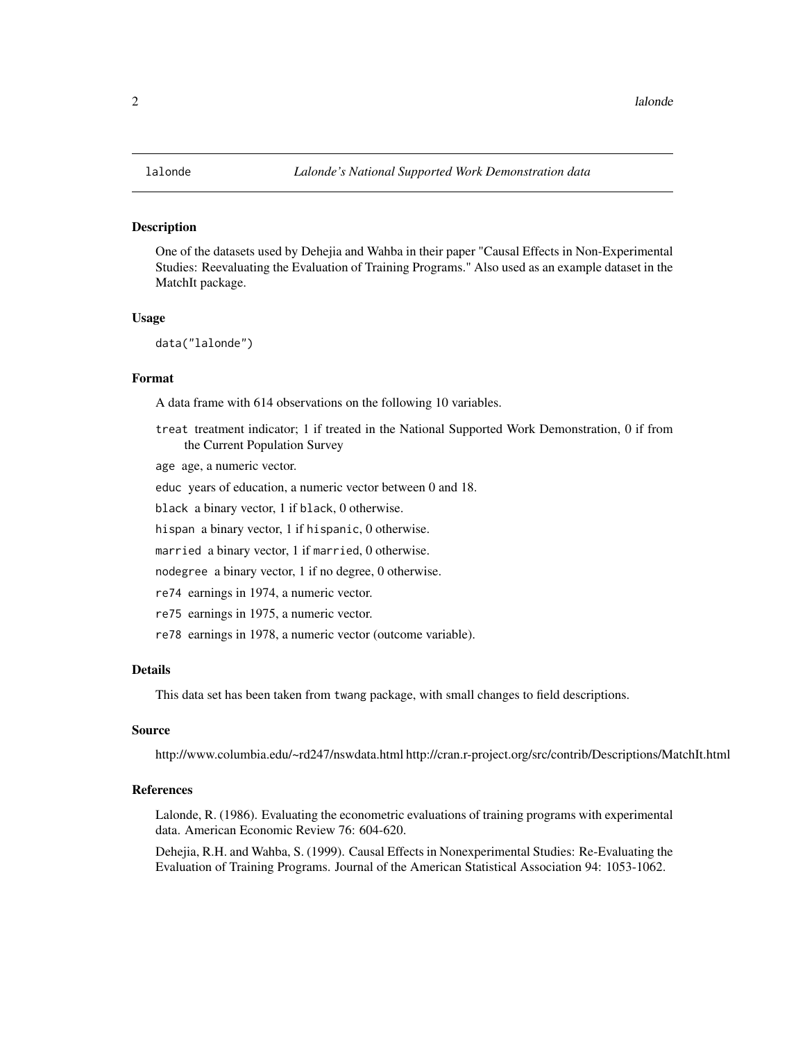# lalonde — *Lalonde's National Supported Work Demonstration data*

## Description

One of the datasets used by Dehejia and Wahba in their paper "Causal Effects in Non-Experimental Studies: Reevaluating the Evaluation of Training Programs." Also used as an example dataset in the MatchIt package.

## Usage

```
data("lalonde")
```

## Format

A data frame with 614 observations on the following 10 variables.

- `treat` treatment indicator; 1 if treated in the National Supported Work Demonstration, 0 if from the Current Population Survey
- `age` age, a numeric vector.
- `educ` years of education, a numeric vector between 0 and 18.
- `black` a binary vector, 1 if `black`, 0 otherwise.
- `hispan` a binary vector, 1 if `hispanic`, 0 otherwise.
- `married` a binary vector, 1 if `married`, 0 otherwise.
- `nodegree` a binary vector, 1 if no degree, 0 otherwise.
- `re74` earnings in 1974, a numeric vector.
- `re75` earnings in 1975, a numeric vector.
- `re78` earnings in 1978, a numeric vector (outcome variable).

## Details

This data set has been taken from `twang` package, with small changes to field descriptions.

## Source

http://www.columbia.edu/~rd247/nswdata.html http://cran.r-project.org/src/contrib/Descriptions/MatchIt.html

## References

Lalonde, R. (1986). Evaluating the econometric evaluations of training programs with experimental data. American Economic Review 76: 604-620.

Dehejia, R.H. and Wahba, S. (1999). Causal Effects in Nonexperimental Studies: Re-Evaluating the Evaluation of Training Programs. Journal of the American Statistical Association 94: 1053-1062.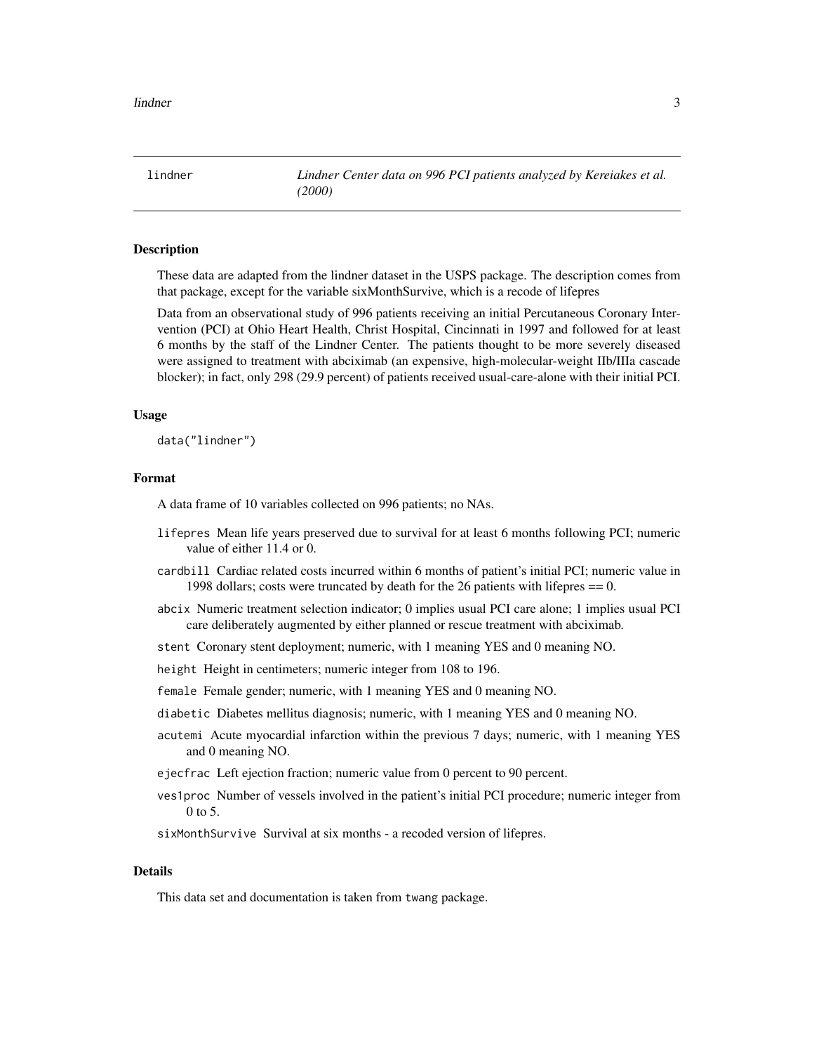`lindner` *Lindner Center data on 996 PCI patients analyzed by Kereiakes et al. (2000)*

## Description

These data are adapted from the lindner dataset in the USPS package. The description comes from that package, except for the variable sixMonthSurvive, which is a recode of lifepres

Data from an observational study of 996 patients receiving an initial Percutaneous Coronary Intervention (PCI) at Ohio Heart Health, Christ Hospital, Cincinnati in 1997 and followed for at least 6 months by the staff of the Lindner Center. The patients thought to be more severely diseased were assigned to treatment with abciximab (an expensive, high-molecular-weight IIb/IIIa cascade blocker); in fact, only 298 (29.9 percent) of patients received usual-care-alone with their initial PCI.

## Usage

```
data("lindner")
```

## Format

A data frame of 10 variables collected on 996 patients; no NAs.

- `lifepres` Mean life years preserved due to survival for at least 6 months following PCI; numeric value of either 11.4 or 0.
- `cardbill` Cardiac related costs incurred within 6 months of patient's initial PCI; numeric value in 1998 dollars; costs were truncated by death for the 26 patients with lifepres == 0.
- `abcix` Numeric treatment selection indicator; 0 implies usual PCI care alone; 1 implies usual PCI care deliberately augmented by either planned or rescue treatment with abciximab.
- `stent` Coronary stent deployment; numeric, with 1 meaning YES and 0 meaning NO.
- `height` Height in centimeters; numeric integer from 108 to 196.
- `female` Female gender; numeric, with 1 meaning YES and 0 meaning NO.
- `diabetic` Diabetes mellitus diagnosis; numeric, with 1 meaning YES and 0 meaning NO.
- `acutemi` Acute myocardial infarction within the previous 7 days; numeric, with 1 meaning YES and 0 meaning NO.
- `ejecfrac` Left ejection fraction; numeric value from 0 percent to 90 percent.
- `ves1proc` Number of vessels involved in the patient's initial PCI procedure; numeric integer from 0 to 5.
- `sixMonthSurvive` Survival at six months - a recoded version of lifepres.

## Details

This data set and documentation is taken from `twang` package.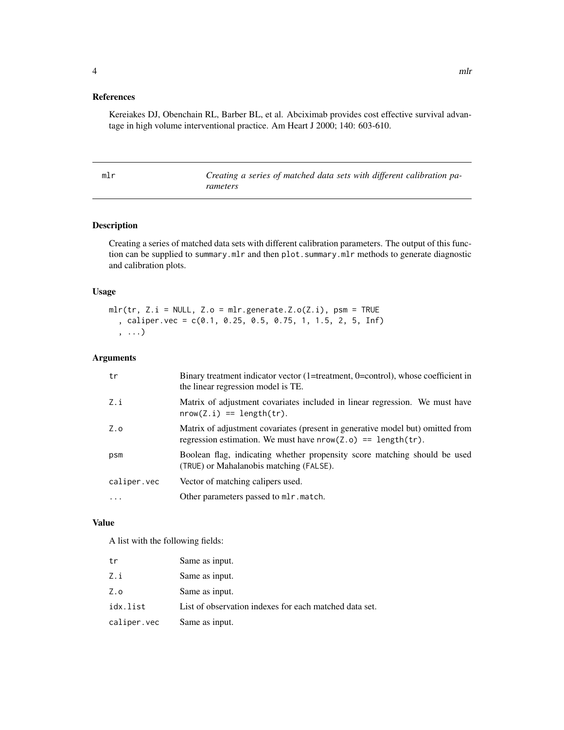## References

Kereiakes DJ, Obenchain RL, Barber BL, et al. Abciximab provides cost effective survival advantage in high volume interventional practice. Am Heart J 2000; 140: 603-610.

---

## mlr — *Creating a series of matched data sets with different calibration parameters*

---

### Description

Creating a series of matched data sets with different calibration parameters. The output of this function can be supplied to `summary.mlr` and then `plot.summary.mlr` methods to generate diagnostic and calibration plots.

### Usage

```
mlr(tr, Z.i = NULL, Z.o = mlr.generate.Z.o(Z.i), psm = TRUE
  , caliper.vec = c(0.1, 0.25, 0.5, 0.75, 1, 1.5, 2, 5, Inf)
  , ...)
```

### Arguments

| | |
|---|---|
| `tr` | Binary treatment indicator vector (1=treatment, 0=control), whose coefficient in the linear regression model is TE. |
| `Z.i` | Matrix of adjustment covariates included in linear regression. We must have `nrow(Z.i) == length(tr)`. |
| `Z.o` | Matrix of adjustment covariates (present in generative model but) omitted from regression estimation. We must have `nrow(Z.o) == length(tr)`. |
| `psm` | Boolean flag, indicating whether propensity score matching should be used (`TRUE`) or Mahalanobis matching (`FALSE`). |
| `caliper.vec` | Vector of matching calipers used. |
| `...` | Other parameters passed to `mlr.match`. |

### Value

A list with the following fields:

| | |
|---|---|
| `tr` | Same as input. |
| `Z.i` | Same as input. |
| `Z.o` | Same as input. |
| `idx.list` | List of observation indexes for each matched data set. |
| `caliper.vec` | Same as input. |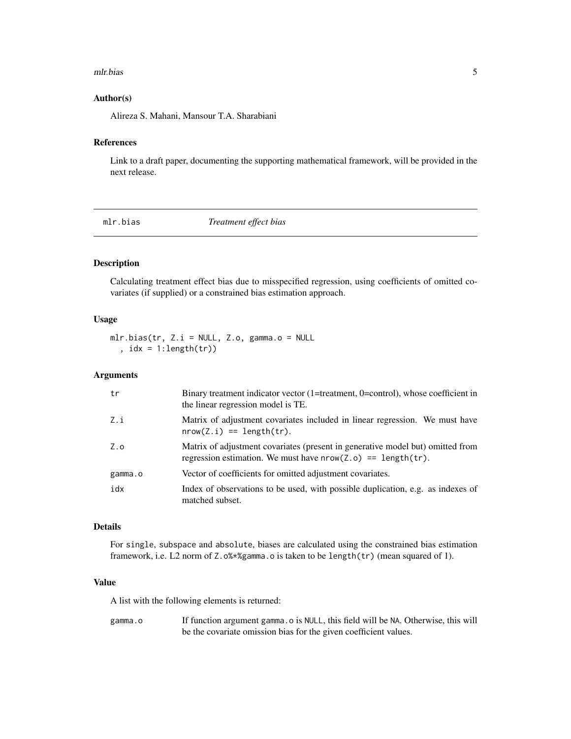## Author(s)

Alireza S. Mahani, Mansour T.A. Sharabiani

## References

Link to a draft paper, documenting the supporting mathematical framework, will be provided in the next release.

---

# mlr.bias *Treatment effect bias*

---

## Description

Calculating treatment effect bias due to misspecified regression, using coefficients of omitted covariates (if supplied) or a constrained bias estimation approach.

## Usage

```
mlr.bias(tr, Z.i = NULL, Z.o, gamma.o = NULL
  , idx = 1:length(tr))
```

## Arguments

| | |
|---|---|
| `tr` | Binary treatment indicator vector (1=treatment, 0=control), whose coefficient in the linear regression model is TE. |
| `Z.i` | Matrix of adjustment covariates included in linear regression. We must have `nrow(Z.i) == length(tr)`. |
| `Z.o` | Matrix of adjustment covariates (present in generative model but) omitted from regression estimation. We must have `nrow(Z.o) == length(tr)`. |
| `gamma.o` | Vector of coefficients for omitted adjustment covariates. |
| `idx` | Index of observations to be used, with possible duplication, e.g. as indexes of matched subset. |

## Details

For `single`, `subspace` and `absolute`, biases are calculated using the constrained bias estimation framework, i.e. L2 norm of `Z.o%*%gamma.o` is taken to be `length(tr)` (mean squared of 1).

## Value

A list with the following elements is returned:

| | |
|---|---|
| `gamma.o` | If function argument `gamma.o` is `NULL`, this field will be `NA`. Otherwise, this will be the covariate omission bias for the given coefficient values. |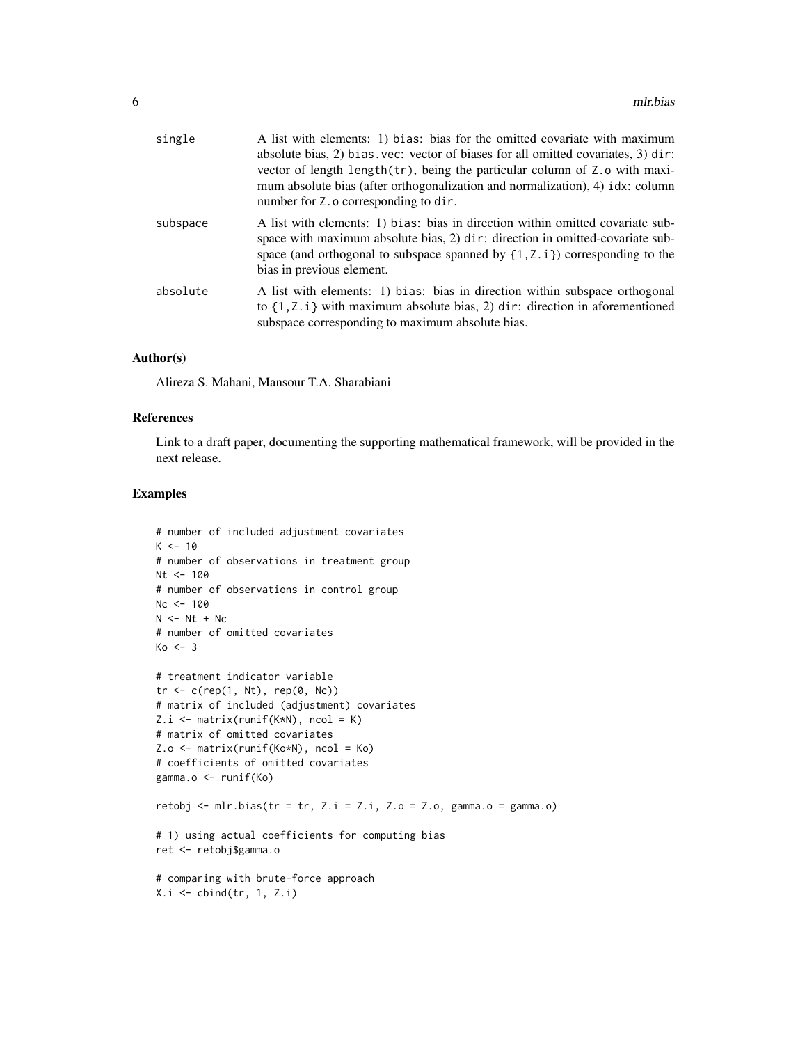| | |
|---|---|
| single | A list with elements: 1) `bias`: bias for the omitted covariate with maximum absolute bias, 2) `bias.vec`: vector of biases for all omitted covariates, 3) `dir`: vector of length `length(tr)`, being the particular column of `Z.o` with maximum absolute bias (after orthogonalization and normalization), 4) `idx`: column number for `Z.o` corresponding to `dir`. |
| subspace | A list with elements: 1) `bias`: bias in direction within omitted covariate subspace with maximum absolute bias, 2) `dir`: direction in omitted-covariate subspace (and orthogonal to subspace spanned by `{1,Z.i}`) corresponding to the bias in previous element. |
| absolute | A list with elements: 1) `bias`: bias in direction within subspace orthogonal to `{1,Z.i}` with maximum absolute bias, 2) `dir`: direction in aforementioned subspace corresponding to maximum absolute bias. |

### Author(s)

Alireza S. Mahani, Mansour T.A. Sharabiani

### References

Link to a draft paper, documenting the supporting mathematical framework, will be provided in the next release.

### Examples

```
# number of included adjustment covariates
K <- 10
# number of observations in treatment group
Nt <- 100
# number of observations in control group
Nc <- 100
N <- Nt + Nc
# number of omitted covariates
Ko <- 3

# treatment indicator variable
tr <- c(rep(1, Nt), rep(0, Nc))
# matrix of included (adjustment) covariates
Z.i <- matrix(runif(K*N), ncol = K)
# matrix of omitted covariates
Z.o <- matrix(runif(Ko*N), ncol = Ko)
# coefficients of omitted covariates
gamma.o <- runif(Ko)

retobj <- mlr.bias(tr = tr, Z.i = Z.i, Z.o = Z.o, gamma.o = gamma.o)

# 1) using actual coefficients for computing bias
ret <- retobj$gamma.o

# comparing with brute-force approach
X.i <- cbind(tr, 1, Z.i)
```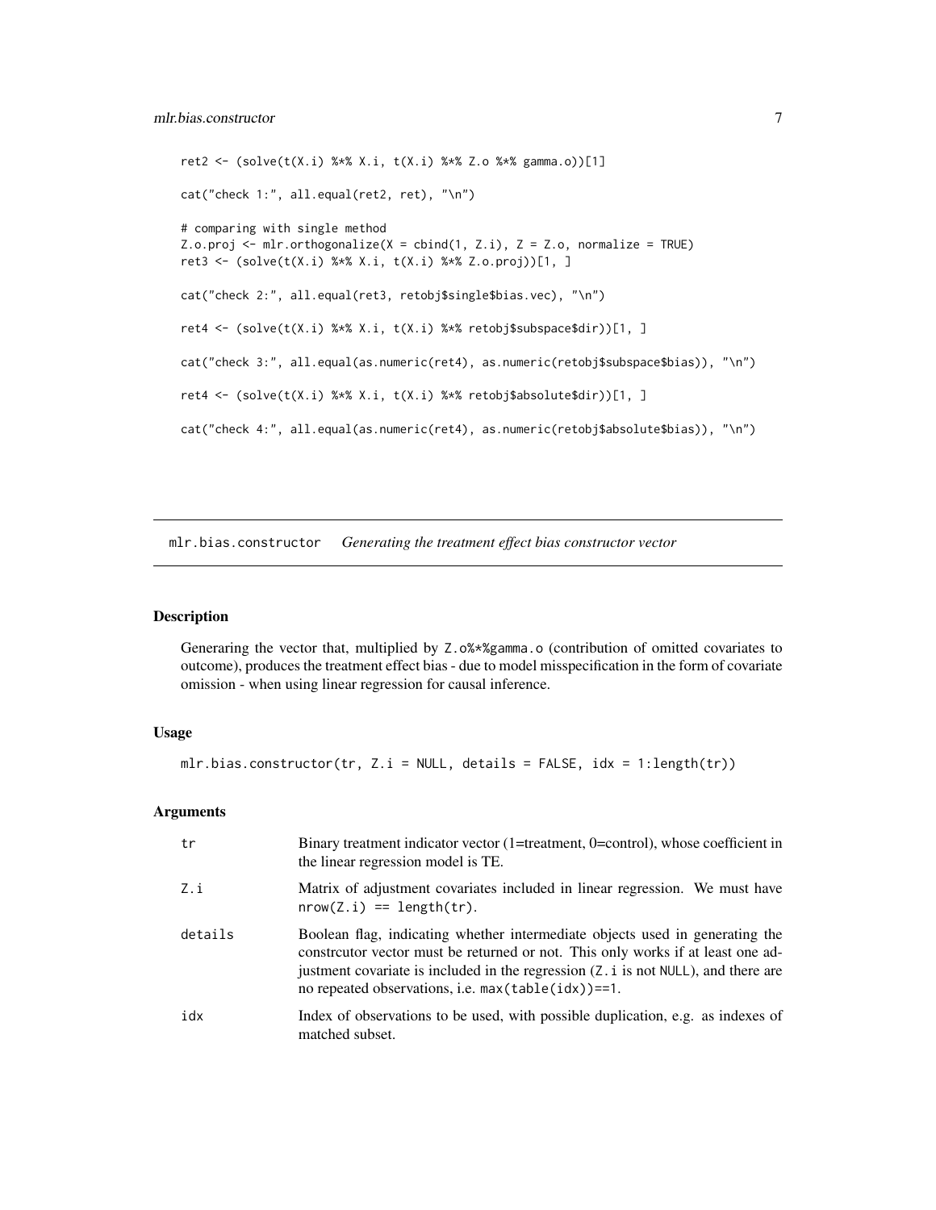```
ret2 <- (solve(t(X.i) %*% X.i, t(X.i) %*% Z.o %*% gamma.o))[1]

cat("check 1:", all.equal(ret2, ret), "\n")

# comparing with single method
Z.o.proj <- mlr.orthogonalize(X = cbind(1, Z.i), Z = Z.o, normalize = TRUE)
ret3 <- (solve(t(X.i) %*% X.i, t(X.i) %*% Z.o.proj))[1, ]

cat("check 2:", all.equal(ret3, retobj$single$bias.vec), "\n")

ret4 <- (solve(t(X.i) %*% X.i, t(X.i) %*% retobj$subspace$dir))[1, ]

cat("check 3:", all.equal(as.numeric(ret4), as.numeric(retobj$subspace$bias)), "\n")

ret4 <- (solve(t(X.i) %*% X.i, t(X.i) %*% retobj$absolute$dir))[1, ]

cat("check 4:", all.equal(as.numeric(ret4), as.numeric(retobj$absolute$bias)), "\n")
```

---

## mlr.bias.constructor *Generating the treatment effect bias constructor vector*

### Description

Generaring the vector that, multiplied by `Z.o%*%gamma.o` (contribution of omitted covariates to outcome), produces the treatment effect bias - due to model misspecification in the form of covariate omission - when using linear regression for causal inference.

### Usage

```
mlr.bias.constructor(tr, Z.i = NULL, details = FALSE, idx = 1:length(tr))
```

### Arguments

| | |
|---|---|
| tr | Binary treatment indicator vector (1=treatment, 0=control), whose coefficient in the linear regression model is TE. |
| Z.i | Matrix of adjustment covariates included in linear regression. We must have `nrow(Z.i) == length(tr)`. |
| details | Boolean flag, indicating whether intermediate objects used in generating the constrcutor vector must be returned or not. This only works if at least one adjustment covariate is included in the regression (`Z.i` is not `NULL`), and there are no repeated observations, i.e. `max(table(idx))==1`. |
| idx | Index of observations to be used, with possible duplication, e.g. as indexes of matched subset. |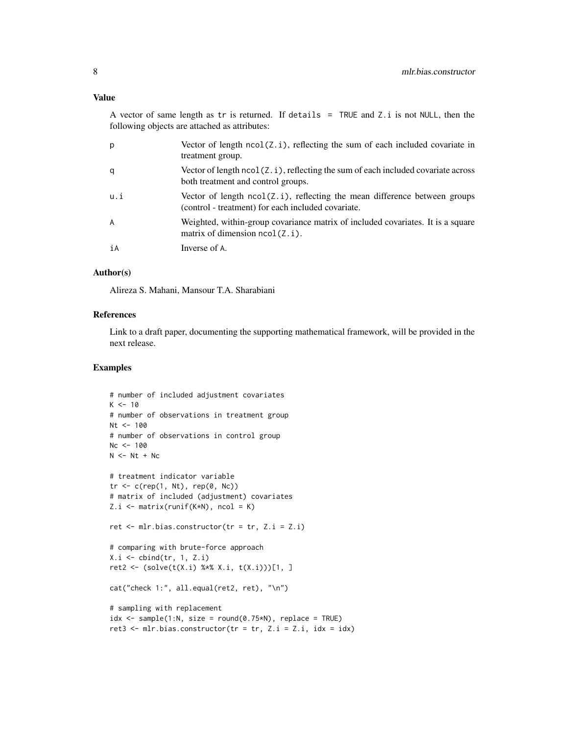## Value

A vector of same length as `tr` is returned. If `details = TRUE` and `Z.i` is not `NULL`, then the following objects are attached as attributes:

| | |
|---|---|
| `p` | Vector of length `ncol(Z.i)`, reflecting the sum of each included covariate in treatment group. |
| `q` | Vector of length `ncol(Z.i)`, reflecting the sum of each included covariate across both treatment and control groups. |
| `u.i` | Vector of length `ncol(Z.i)`, reflecting the mean difference between groups (control - treatment) for each included covariate. |
| `A` | Weighted, within-group covariance matrix of included covariates. It is a square matrix of dimension `ncol(Z.i)`. |
| `iA` | Inverse of `A`. |

## Author(s)

Alireza S. Mahani, Mansour T.A. Sharabiani

## References

Link to a draft paper, documenting the supporting mathematical framework, will be provided in the next release.

## Examples

```
# number of included adjustment covariates
K <- 10
# number of observations in treatment group
Nt <- 100
# number of observations in control group
Nc <- 100
N <- Nt + Nc

# treatment indicator variable
tr <- c(rep(1, Nt), rep(0, Nc))
# matrix of included (adjustment) covariates
Z.i <- matrix(runif(K*N), ncol = K)

ret <- mlr.bias.constructor(tr = tr, Z.i = Z.i)

# comparing with brute-force approach
X.i <- cbind(tr, 1, Z.i)
ret2 <- (solve(t(X.i) %*% X.i, t(X.i)))[1, ]

cat("check 1:", all.equal(ret2, ret), "\n")

# sampling with replacement
idx <- sample(1:N, size = round(0.75*N), replace = TRUE)
ret3 <- mlr.bias.constructor(tr = tr, Z.i = Z.i, idx = idx)
```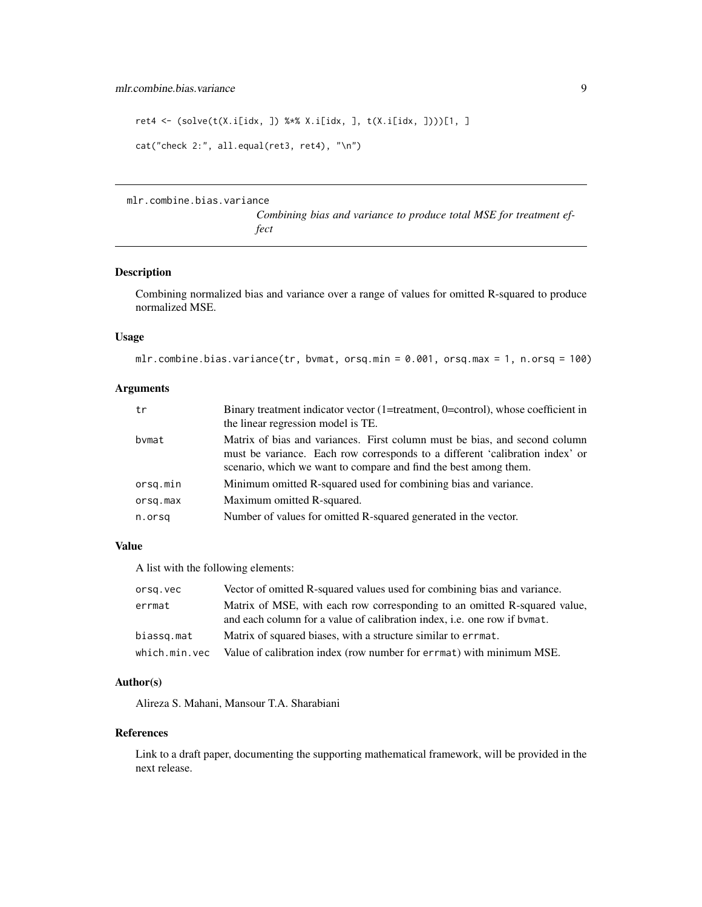```
ret4 <- (solve(t(X.i[idx, ]) %*% X.i[idx, ], t(X.i[idx, ])))[1, ]

cat("check 2:", all.equal(ret3, ret4), "\n")
```

---

## mlr.combine.bias.variance

*Combining bias and variance to produce total MSE for treatment effect*

---

### Description

Combining normalized bias and variance over a range of values for omitted R-squared to produce normalized MSE.

### Usage

```
mlr.combine.bias.variance(tr, bvmat, orsq.min = 0.001, orsq.max = 1, n.orsq = 100)
```

### Arguments

| | |
|---|---|
| `tr` | Binary treatment indicator vector (1=treatment, 0=control), whose coefficient in the linear regression model is TE. |
| `bvmat` | Matrix of bias and variances. First column must be bias, and second column must be variance. Each row corresponds to a different 'calibration index' or scenario, which we want to compare and find the best among them. |
| `orsq.min` | Minimum omitted R-squared used for combining bias and variance. |
| `orsq.max` | Maximum omitted R-squared. |
| `n.orsq` | Number of values for omitted R-squared generated in the vector. |

### Value

A list with the following elements:

| | |
|---|---|
| `orsq.vec` | Vector of omitted R-squared values used for combining bias and variance. |
| `errmat` | Matrix of MSE, with each row corresponding to an omitted R-squared value, and each column for a value of calibration index, i.e. one row if `bvmat`. |
| `biassq.mat` | Matrix of squared biases, with a structure similar to `errmat`. |
| `which.min.vec` | Value of calibration index (row number for `errmat`) with minimum MSE. |

### Author(s)

Alireza S. Mahani, Mansour T.A. Sharabiani

### References

Link to a draft paper, documenting the supporting mathematical framework, will be provided in the next release.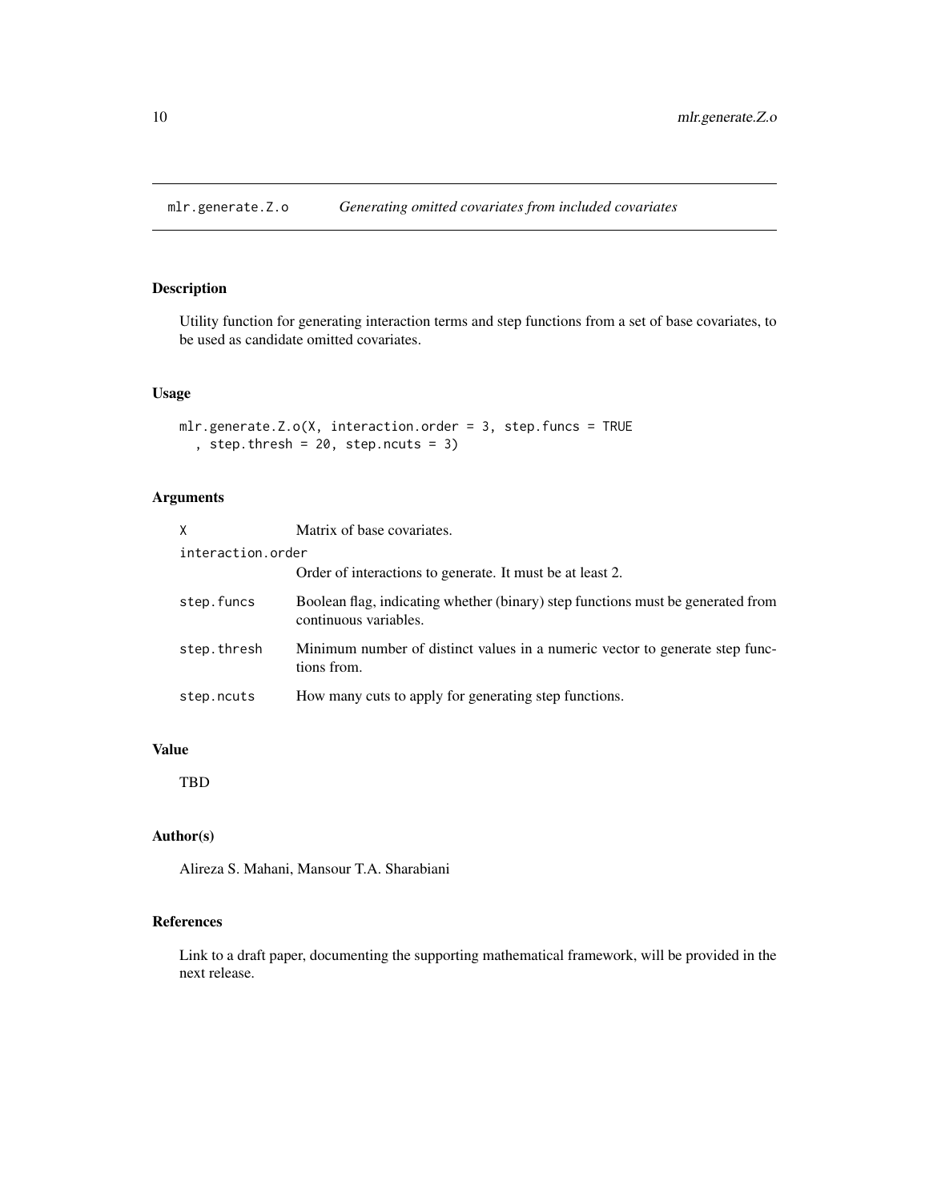## mlr.generate.Z.o *Generating omitted covariates from included covariates*

### Description

Utility function for generating interaction terms and step functions from a set of base covariates, to be used as candidate omitted covariates.

### Usage

```
mlr.generate.Z.o(X, interaction.order = 3, step.funcs = TRUE
  , step.thresh = 20, step.ncuts = 3)
```

### Arguments

| | |
|---|---|
| `X` | Matrix of base covariates. |
| `interaction.order` | Order of interactions to generate. It must be at least 2. |
| `step.funcs` | Boolean flag, indicating whether (binary) step functions must be generated from continuous variables. |
| `step.thresh` | Minimum number of distinct values in a numeric vector to generate step functions from. |
| `step.ncuts` | How many cuts to apply for generating step functions. |

### Value

TBD

### Author(s)

Alireza S. Mahani, Mansour T.A. Sharabiani

### References

Link to a draft paper, documenting the supporting mathematical framework, will be provided in the next release.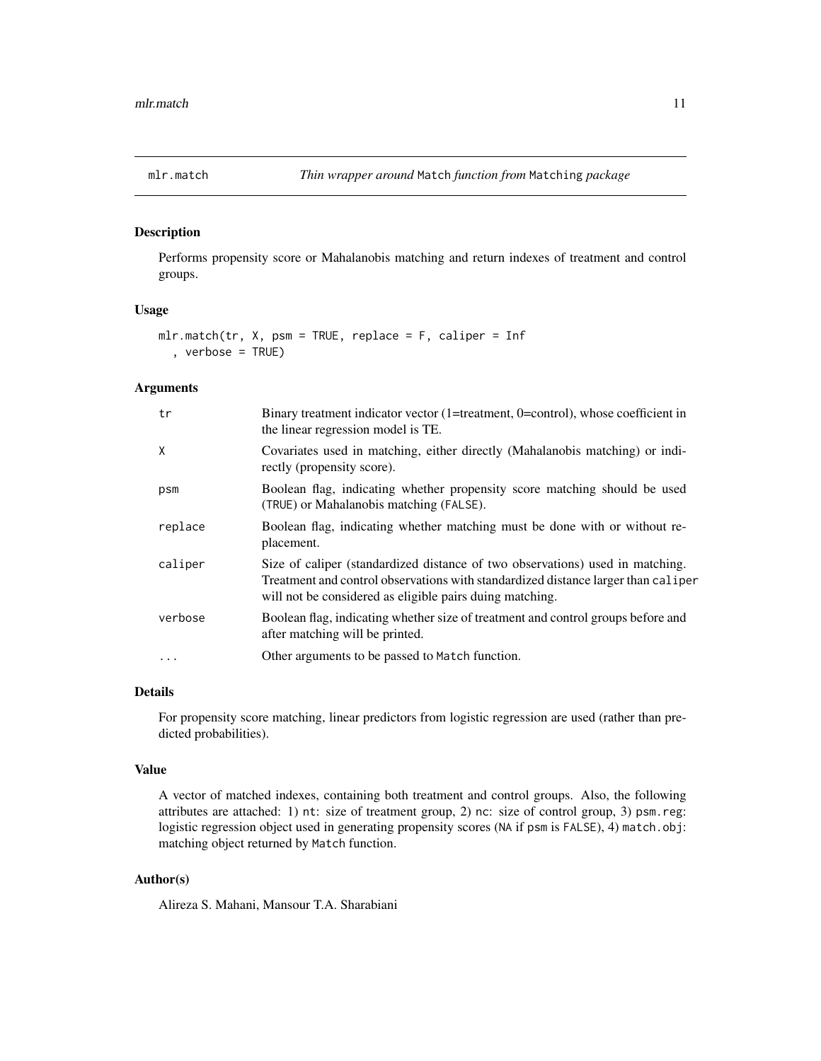## mlr.match — *Thin wrapper around `Match` function from `Matching` package*

### Description

Performs propensity score or Mahalanobis matching and return indexes of treatment and control groups.

### Usage

```
mlr.match(tr, X, psm = TRUE, replace = F, caliper = Inf
  , verbose = TRUE)
```

### Arguments

| | |
|---|---|
| `tr` | Binary treatment indicator vector (1=treatment, 0=control), whose coefficient in the linear regression model is TE. |
| `X` | Covariates used in matching, either directly (Mahalanobis matching) or indirectly (propensity score). |
| `psm` | Boolean flag, indicating whether propensity score matching should be used (`TRUE`) or Mahalanobis matching (`FALSE`). |
| `replace` | Boolean flag, indicating whether matching must be done with or without replacement. |
| `caliper` | Size of caliper (standardized distance of two observations) used in matching. Treatment and control observations with standardized distance larger than `caliper` will not be considered as eligible pairs duing matching. |
| `verbose` | Boolean flag, indicating whether size of treatment and control groups before and after matching will be printed. |
| `...` | Other arguments to be passed to `Match` function. |

### Details

For propensity score matching, linear predictors from logistic regression are used (rather than predicted probabilities).

### Value

A vector of matched indexes, containing both treatment and control groups. Also, the following attributes are attached: 1) `nt`: size of treatment group, 2) `nc`: size of control group, 3) `psm.reg`: logistic regression object used in generating propensity scores (`NA` if `psm` is `FALSE`), 4) `match.obj`: matching object returned by `Match` function.

### Author(s)

Alireza S. Mahani, Mansour T.A. Sharabiani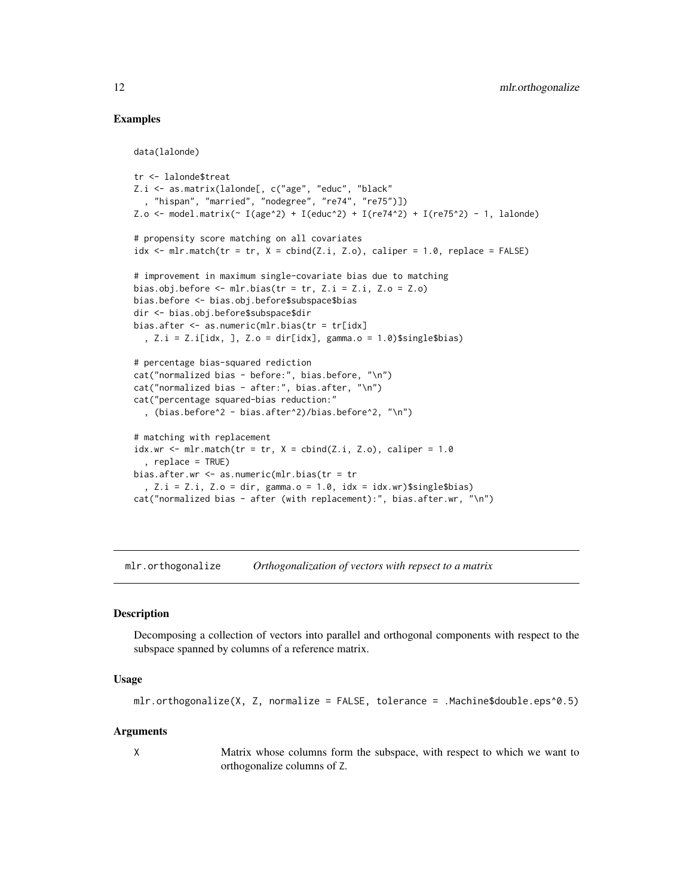### Examples

```
data(lalonde)

tr <- lalonde$treat
Z.i <- as.matrix(lalonde[, c("age", "educ", "black"
  , "hispan", "married", "nodegree", "re74", "re75")])
Z.o <- model.matrix(~ I(age^2) + I(educ^2) + I(re74^2) + I(re75^2) - 1, lalonde)

# propensity score matching on all covariates
idx <- mlr.match(tr = tr, X = cbind(Z.i, Z.o), caliper = 1.0, replace = FALSE)

# improvement in maximum single-covariate bias due to matching
bias.obj.before <- mlr.bias(tr = tr, Z.i = Z.i, Z.o = Z.o)
bias.before <- bias.obj.before$subspace$bias
dir <- bias.obj.before$subspace$dir
bias.after <- as.numeric(mlr.bias(tr = tr[idx]
  , Z.i = Z.i[idx, ], Z.o = dir[idx], gamma.o = 1.0)$single$bias)

# percentage bias-squared rediction
cat("normalized bias - before:", bias.before, "\n")
cat("normalized bias - after:", bias.after, "\n")
cat("percentage squared-bias reduction:"
  , (bias.before^2 - bias.after^2)/bias.before^2, "\n")

# matching with replacement
idx.wr <- mlr.match(tr = tr, X = cbind(Z.i, Z.o), caliper = 1.0
  , replace = TRUE)
bias.after.wr <- as.numeric(mlr.bias(tr = tr
  , Z.i = Z.i, Z.o = dir, gamma.o = 1.0, idx = idx.wr)$single$bias)
cat("normalized bias - after (with replacement):", bias.after.wr, "\n")
```

---

## mlr.orthogonalize *Orthogonalization of vectors with repsect to a matrix*

### Description

Decomposing a collection of vectors into parallel and orthogonal components with respect to the subspace spanned by columns of a reference matrix.

### Usage

```
mlr.orthogonalize(X, Z, normalize = FALSE, tolerance = .Machine$double.eps^0.5)
```

### Arguments

| | |
|---|---|
| X | Matrix whose columns form the subspace, with respect to which we want to orthogonalize columns of Z. |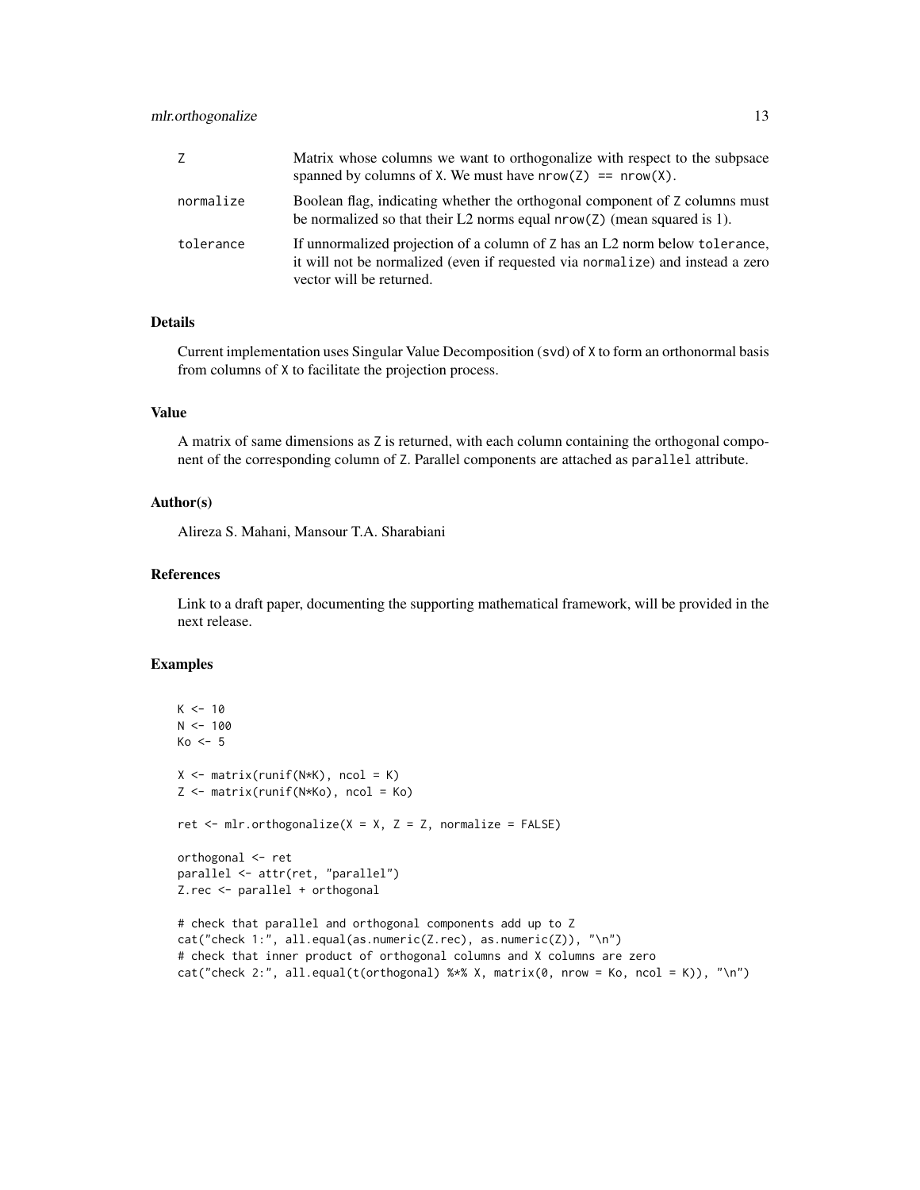| | |
|---|---|
| Z | Matrix whose columns we want to orthogonalize with respect to the subpsace spanned by columns of X. We must have `nrow(Z) == nrow(X)`. |
| normalize | Boolean flag, indicating whether the orthogonal component of Z columns must be normalized so that their L2 norms equal `nrow(Z)` (mean squared is 1). |
| tolerance | If unnormalized projection of a column of Z has an L2 norm below tolerance, it will not be normalized (even if requested via normalize) and instead a zero vector will be returned. |

## Details

Current implementation uses Singular Value Decomposition (svd) of X to form an orthonormal basis from columns of X to facilitate the projection process.

## Value

A matrix of same dimensions as Z is returned, with each column containing the orthogonal component of the corresponding column of Z. Parallel components are attached as parallel attribute.

## Author(s)

Alireza S. Mahani, Mansour T.A. Sharabiani

## References

Link to a draft paper, documenting the supporting mathematical framework, will be provided in the next release.

## Examples

```
K <- 10
N <- 100
Ko <- 5

X <- matrix(runif(N*K), ncol = K)
Z <- matrix(runif(N*Ko), ncol = Ko)

ret <- mlr.orthogonalize(X = X, Z = Z, normalize = FALSE)

orthogonal <- ret
parallel <- attr(ret, "parallel")
Z.rec <- parallel + orthogonal

# check that parallel and orthogonal components add up to Z
cat("check 1:", all.equal(as.numeric(Z.rec), as.numeric(Z)), "\n")
# check that inner product of orthogonal columns and X columns are zero
cat("check 2:", all.equal(t(orthogonal) %*% X, matrix(0, nrow = Ko, ncol = K)), "\n")
```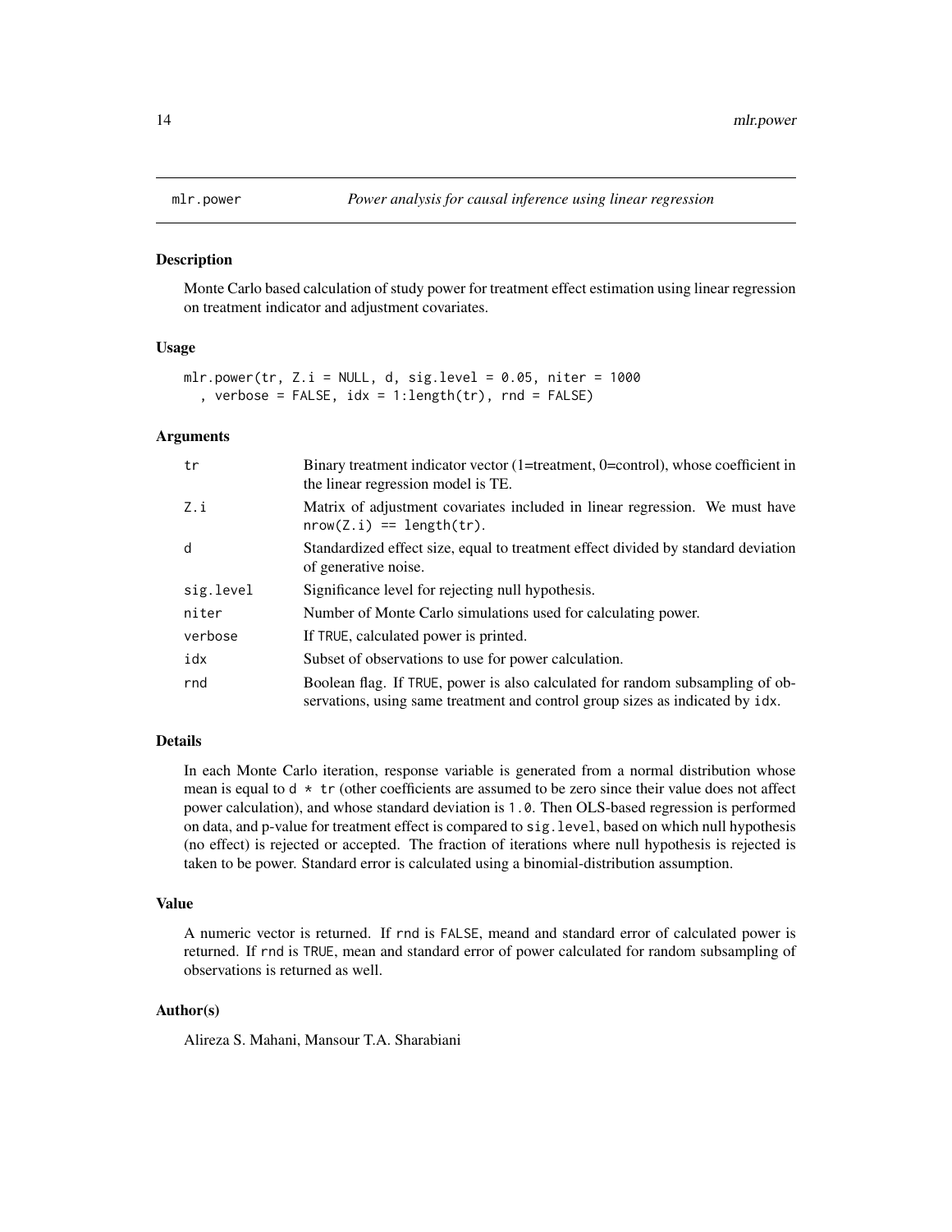# mlr.power — *Power analysis for causal inference using linear regression*

## Description

Monte Carlo based calculation of study power for treatment effect estimation using linear regression on treatment indicator and adjustment covariates.

## Usage

```
mlr.power(tr, Z.i = NULL, d, sig.level = 0.05, niter = 1000
  , verbose = FALSE, idx = 1:length(tr), rnd = FALSE)
```

## Arguments

| | |
|---|---|
| `tr` | Binary treatment indicator vector (1=treatment, 0=control), whose coefficient in the linear regression model is TE. |
| `Z.i` | Matrix of adjustment covariates included in linear regression. We must have `nrow(Z.i) == length(tr)`. |
| `d` | Standardized effect size, equal to treatment effect divided by standard deviation of generative noise. |
| `sig.level` | Significance level for rejecting null hypothesis. |
| `niter` | Number of Monte Carlo simulations used for calculating power. |
| `verbose` | If `TRUE`, calculated power is printed. |
| `idx` | Subset of observations to use for power calculation. |
| `rnd` | Boolean flag. If `TRUE`, power is also calculated for random subsampling of observations, using same treatment and control group sizes as indicated by `idx`. |

## Details

In each Monte Carlo iteration, response variable is generated from a normal distribution whose mean is equal to `d * tr` (other coefficients are assumed to be zero since their value does not affect power calculation), and whose standard deviation is `1.0`. Then OLS-based regression is performed on data, and p-value for treatment effect is compared to `sig.level`, based on which null hypothesis (no effect) is rejected or accepted. The fraction of iterations where null hypothesis is rejected is taken to be power. Standard error is calculated using a binomial-distribution assumption.

## Value

A numeric vector is returned. If `rnd` is `FALSE`, meand and standard error of calculated power is returned. If `rnd` is `TRUE`, mean and standard error of power calculated for random subsampling of observations is returned as well.

## Author(s)

Alireza S. Mahani, Mansour T.A. Sharabiani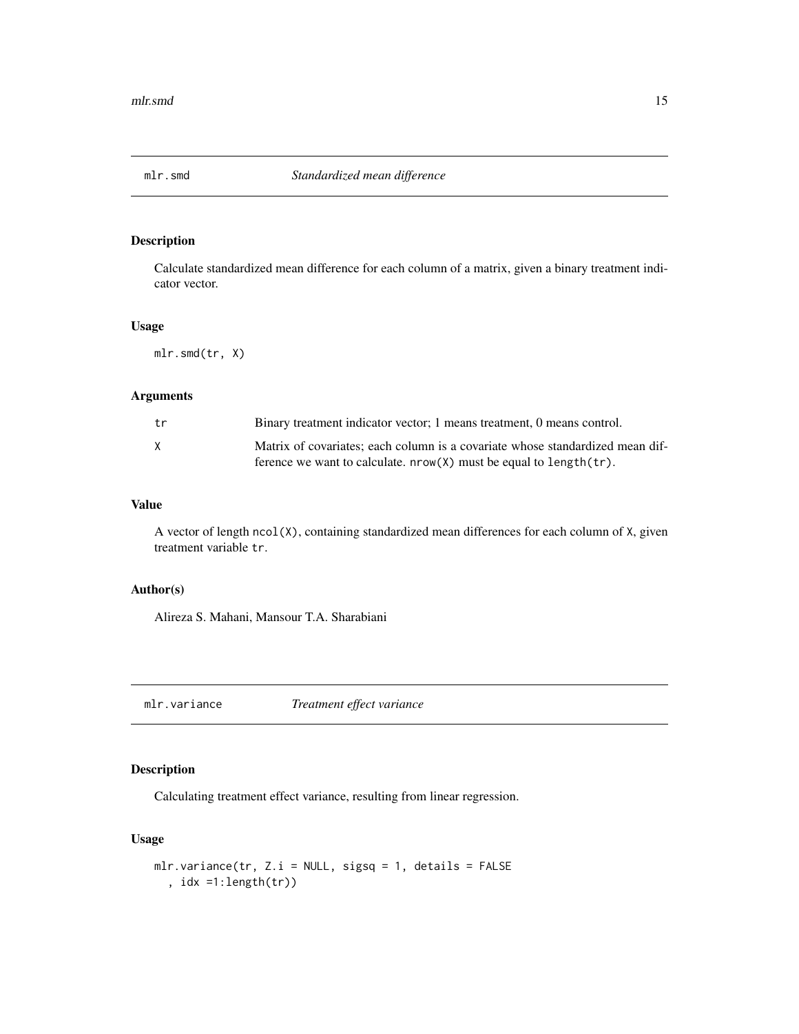## mlr.smd *Standardized mean difference*

### Description

Calculate standardized mean difference for each column of a matrix, given a binary treatment indicator vector.

### Usage

```
mlr.smd(tr, X)
```

### Arguments

| | |
|---|---|
| tr | Binary treatment indicator vector; 1 means treatment, 0 means control. |
| X | Matrix of covariates; each column is a covariate whose standardized mean difference we want to calculate. `nrow(X)` must be equal to `length(tr)`. |

### Value

A vector of length `ncol(X)`, containing standardized mean differences for each column of `X`, given treatment variable `tr`.

### Author(s)

Alireza S. Mahani, Mansour T.A. Sharabiani

## mlr.variance *Treatment effect variance*

### Description

Calculating treatment effect variance, resulting from linear regression.

### Usage

```
mlr.variance(tr, Z.i = NULL, sigsq = 1, details = FALSE
  , idx =1:length(tr))
```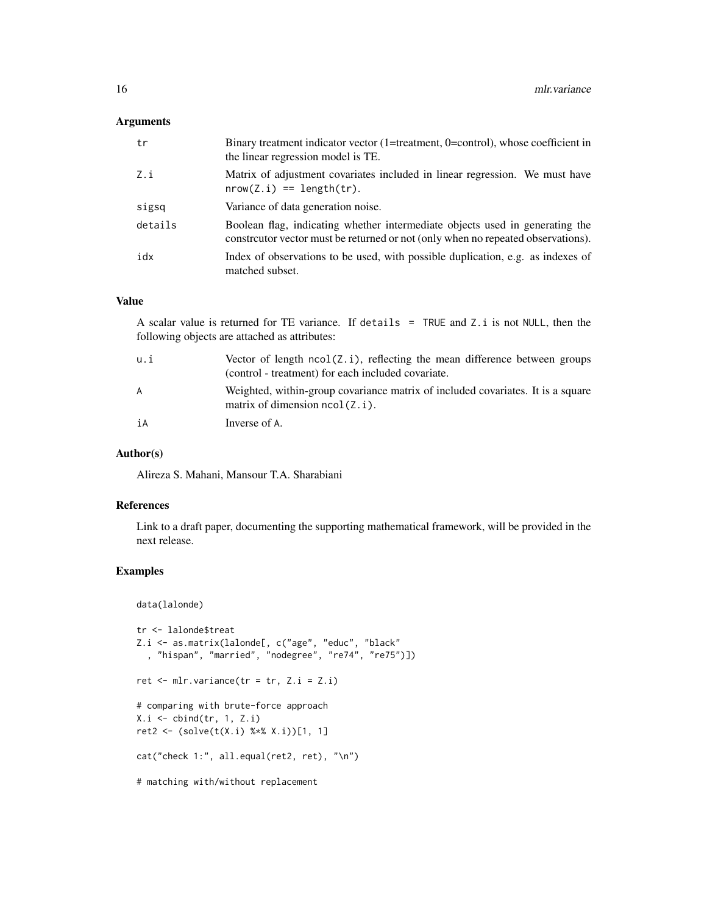## Arguments

| | |
|---|---|
| tr | Binary treatment indicator vector (1=treatment, 0=control), whose coefficient in the linear regression model is TE. |
| Z.i | Matrix of adjustment covariates included in linear regression. We must have `nrow(Z.i) == length(tr)`. |
| sigsq | Variance of data generation noise. |
| details | Boolean flag, indicating whether intermediate objects used in generating the constrcutor vector must be returned or not (only when no repeated observations). |
| idx | Index of observations to be used, with possible duplication, e.g. as indexes of matched subset. |

## Value

A scalar value is returned for TE variance. If `details = TRUE` and `Z.i` is not `NULL`, then the following objects are attached as attributes:

| | |
|---|---|
| u.i | Vector of length `ncol(Z.i)`, reflecting the mean difference between groups (control - treatment) for each included covariate. |
| A | Weighted, within-group covariance matrix of included covariates. It is a square matrix of dimension `ncol(Z.i)`. |
| iA | Inverse of `A`. |

## Author(s)

Alireza S. Mahani, Mansour T.A. Sharabiani

## References

Link to a draft paper, documenting the supporting mathematical framework, will be provided in the next release.

## Examples

```
data(lalonde)

tr <- lalonde$treat
Z.i <- as.matrix(lalonde[, c("age", "educ", "black"
  , "hispan", "married", "nodegree", "re74", "re75")])

ret <- mlr.variance(tr = tr, Z.i = Z.i)

# comparing with brute-force approach
X.i <- cbind(tr, 1, Z.i)
ret2 <- (solve(t(X.i) %*% X.i))[1, 1]

cat("check 1:", all.equal(ret2, ret), "\n")

# matching with/without replacement
```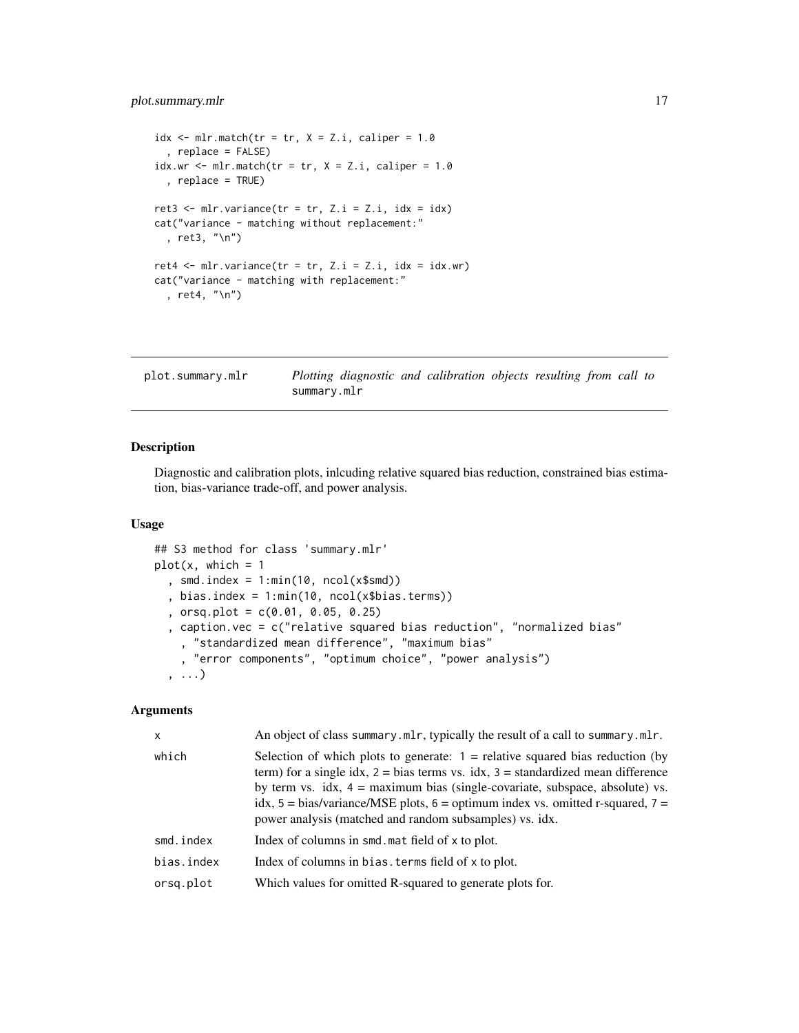```
idx <- mlr.match(tr = tr, X = Z.i, caliper = 1.0
  , replace = FALSE)
idx.wr <- mlr.match(tr = tr, X = Z.i, caliper = 1.0
  , replace = TRUE)

ret3 <- mlr.variance(tr = tr, Z.i = Z.i, idx = idx)
cat("variance - matching without replacement:"
  , ret3, "\n")

ret4 <- mlr.variance(tr = tr, Z.i = Z.i, idx = idx.wr)
cat("variance - matching with replacement:"
  , ret4, "\n")
```

## plot.summary.mlr — *Plotting diagnostic and calibration objects resulting from call to* `summary.mlr`

### Description

Diagnostic and calibration plots, inlcuding relative squared bias reduction, constrained bias estimation, bias-variance trade-off, and power analysis.

### Usage

```
## S3 method for class 'summary.mlr'
plot(x, which = 1
  , smd.index = 1:min(10, ncol(x$smd))
  , bias.index = 1:min(10, ncol(x$bias.terms))
  , orsq.plot = c(0.01, 0.05, 0.25)
  , caption.vec = c("relative squared bias reduction", "normalized bias"
    , "standardized mean difference", "maximum bias"
    , "error components", "optimum choice", "power analysis")
  , ...)
```

### Arguments

| | |
|---|---|
| `x` | An object of class `summary.mlr`, typically the result of a call to `summary.mlr`. |
| `which` | Selection of which plots to generate: 1 = relative squared bias reduction (by term) for a single idx, 2 = bias terms vs. idx, 3 = standardized mean difference by term vs. idx, 4 = maximum bias (single-covariate, subspace, absolute) vs. idx, 5 = bias/variance/MSE plots, 6 = optimum index vs. omitted r-squared, 7 = power analysis (matched and random subsamples) vs. idx. |
| `smd.index` | Index of columns in `smd.mat` field of `x` to plot. |
| `bias.index` | Index of columns in `bias.terms` field of `x` to plot. |
| `orsq.plot` | Which values for omitted R-squared to generate plots for. |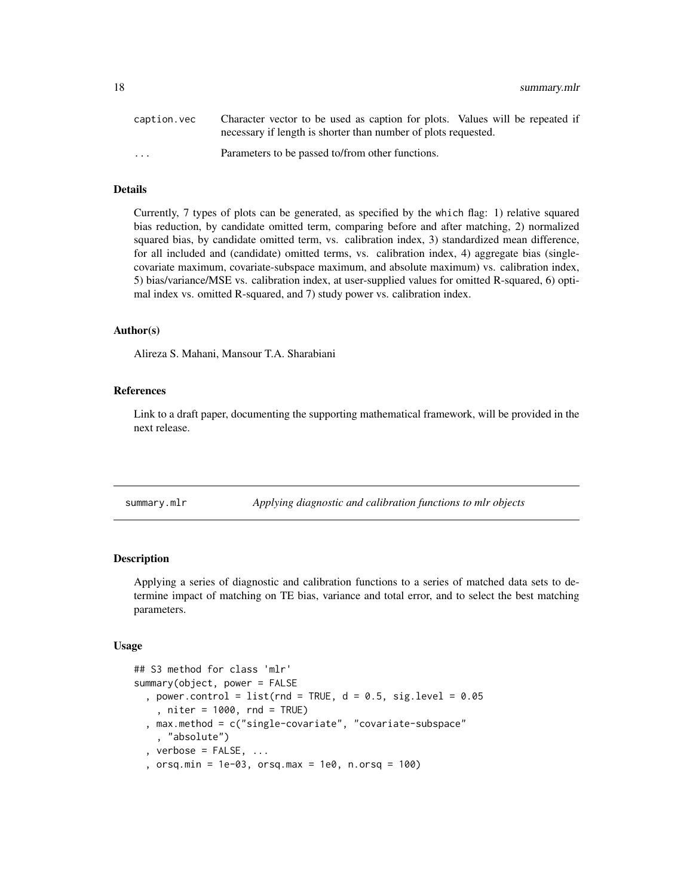caption.vec Character vector to be used as caption for plots. Values will be repeated if necessary if length is shorter than number of plots requested.

... Parameters to be passed to/from other functions.

### Details

Currently, 7 types of plots can be generated, as specified by the `which` flag: 1) relative squared bias reduction, by candidate omitted term, comparing before and after matching, 2) normalized squared bias, by candidate omitted term, vs. calibration index, 3) standardized mean difference, for all included and (candidate) omitted terms, vs. calibration index, 4) aggregate bias (single-covariate maximum, covariate-subspace maximum, and absolute maximum) vs. calibration index, 5) bias/variance/MSE vs. calibration index, at user-supplied values for omitted R-squared, 6) optimal index vs. omitted R-squared, and 7) study power vs. calibration index.

### Author(s)

Alireza S. Mahani, Mansour T.A. Sharabiani

### References

Link to a draft paper, documenting the supporting mathematical framework, will be provided in the next release.

## summary.mlr *Applying diagnostic and calibration functions to mlr objects*

### Description

Applying a series of diagnostic and calibration functions to a series of matched data sets to determine impact of matching on TE bias, variance and total error, and to select the best matching parameters.

### Usage

```
## S3 method for class 'mlr'
summary(object, power = FALSE
  , power.control = list(rnd = TRUE, d = 0.5, sig.level = 0.05
    , niter = 1000, rnd = TRUE)
  , max.method = c("single-covariate", "covariate-subspace"
    , "absolute")
  , verbose = FALSE, ...
  , orsq.min = 1e-03, orsq.max = 1e0, n.orsq = 100)
```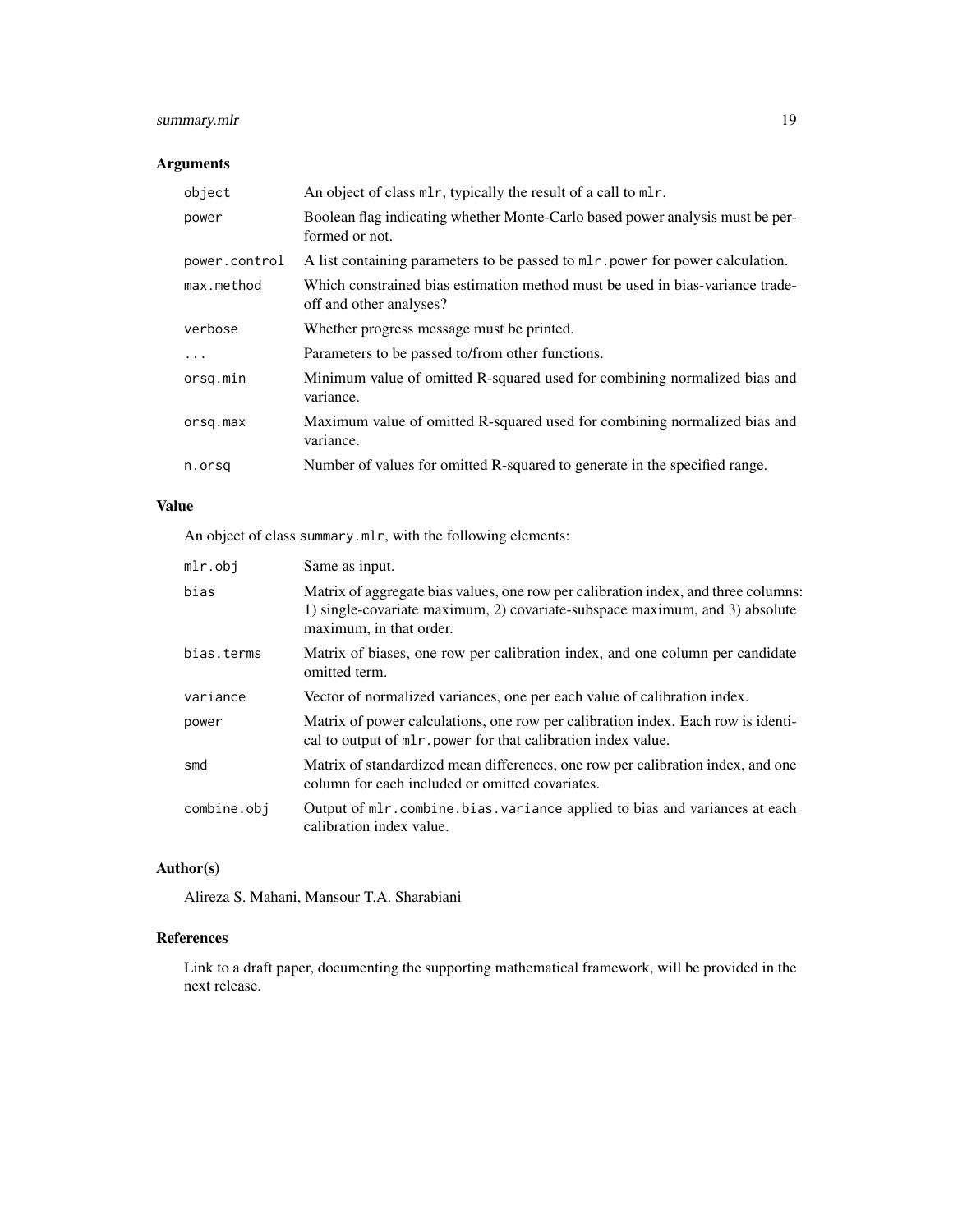## Arguments

| | |
|---|---|
| `object` | An object of class `mlr`, typically the result of a call to `mlr`. |
| `power` | Boolean flag indicating whether Monte-Carlo based power analysis must be performed or not. |
| `power.control` | A list containing parameters to be passed to `mlr.power` for power calculation. |
| `max.method` | Which constrained bias estimation method must be used in bias-variance trade-off and other analyses? |
| `verbose` | Whether progress message must be printed. |
| `...` | Parameters to be passed to/from other functions. |
| `orsq.min` | Minimum value of omitted R-squared used for combining normalized bias and variance. |
| `orsq.max` | Maximum value of omitted R-squared used for combining normalized bias and variance. |
| `n.orsq` | Number of values for omitted R-squared to generate in the specified range. |

## Value

An object of class `summary.mlr`, with the following elements:

| | |
|---|---|
| `mlr.obj` | Same as input. |
| `bias` | Matrix of aggregate bias values, one row per calibration index, and three columns: 1) single-covariate maximum, 2) covariate-subspace maximum, and 3) absolute maximum, in that order. |
| `bias.terms` | Matrix of biases, one row per calibration index, and one column per candidate omitted term. |
| `variance` | Vector of normalized variances, one per each value of calibration index. |
| `power` | Matrix of power calculations, one row per calibration index. Each row is identical to output of `mlr.power` for that calibration index value. |
| `smd` | Matrix of standardized mean differences, one row per calibration index, and one column for each included or omitted covariates. |
| `combine.obj` | Output of `mlr.combine.bias.variance` applied to bias and variances at each calibration index value. |

## Author(s)

Alireza S. Mahani, Mansour T.A. Sharabiani

## References

Link to a draft paper, documenting the supporting mathematical framework, will be provided in the next release.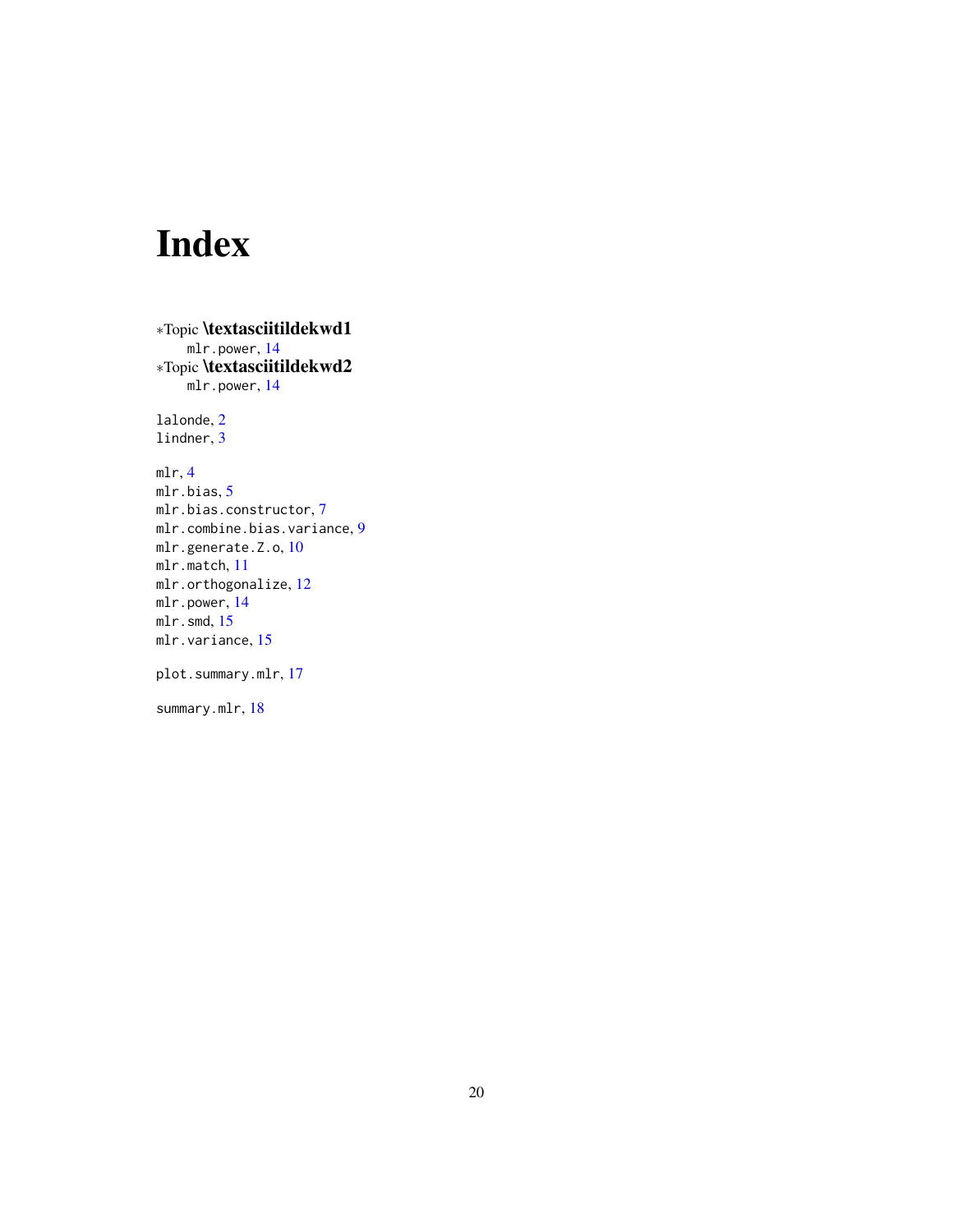# Index

*Topic **\textasciitildekwd1**
    mlr.power, 14
*Topic **\textasciitildekwd2**
    mlr.power, 14

lalonde, 2
lindner, 3

mlr, 4
mlr.bias, 5
mlr.bias.constructor, 7
mlr.combine.bias.variance, 9
mlr.generate.Z.o, 10
mlr.match, 11
mlr.orthogonalize, 12
mlr.power, 14
mlr.smd, 15
mlr.variance, 15

plot.summary.mlr, 17

summary.mlr, 18